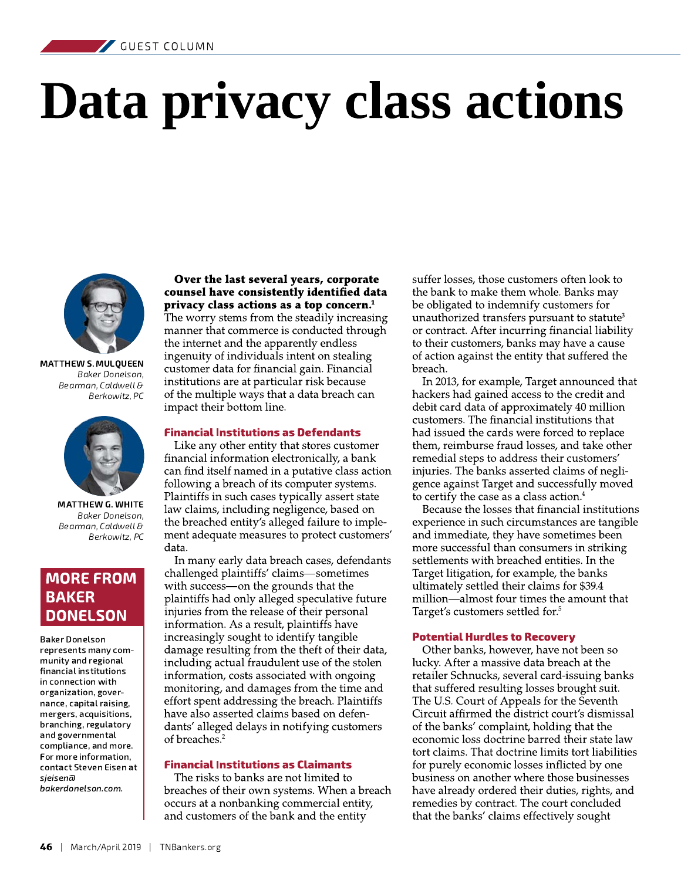GUEST COLUMN

# Data privacy class actions

**MATTHEW S. MULQUEEN**
*Baker Donelson, Bearman, Caldwell & Berkowitz, PC*

**MATTHEW G. WHITE**
*Baker Donelson, Bearman, Caldwell & Berkowitz, PC*

**Over the last several years, corporate counsel have consistently identified data privacy class actions as a top concern.**[1] The worry stems from the steadily increasing manner that commerce is conducted through the internet and the apparently endless ingenuity of individuals intent on stealing customer data for financial gain. Financial institutions are at particular risk because of the multiple ways that a data breach can impact their bottom line.

## Financial Institutions as Defendants

Like any other entity that stores customer financial information electronically, a bank can find itself named in a putative class action following a breach of its computer systems. Plaintiffs in such cases typically assert state law claims, including negligence, based on the breached entity's alleged failure to implement adequate measures to protect customers' data.

In many early data breach cases, defendants challenged plaintiffs' claims—sometimes with success—on the grounds that the plaintiffs had only alleged speculative future injuries from the release of their personal information. As a result, plaintiffs have increasingly sought to identify tangible damage resulting from the theft of their data, including actual fraudulent use of the stolen information, costs associated with ongoing monitoring, and damages from the time and effort spent addressing the breach. Plaintiffs have also asserted claims based on defendants' alleged delays in notifying customers of breaches.[2]

## Financial Institutions as Claimants

The risks to banks are not limited to breaches of their own systems. When a breach occurs at a nonbanking commercial entity, and customers of the bank and the entity suffer losses, those customers often look to the bank to make them whole. Banks may be obligated to indemnify customers for unauthorized transfers pursuant to statute[3] or contract. After incurring financial liability to their customers, banks may have a cause of action against the entity that suffered the breach.

In 2013, for example, Target announced that hackers had gained access to the credit and debit card data of approximately 40 million customers. The financial institutions that had issued the cards were forced to replace them, reimburse fraud losses, and take other remedial steps to address their customers' injuries. The banks asserted claims of negligence against Target and successfully moved to certify the case as a class action.[4]

Because the losses that financial institutions experience in such circumstances are tangible and immediate, they have sometimes been more successful than consumers in striking settlements with breached entities. In the Target litigation, for example, the banks ultimately settled their claims for $39.4 million—almost four times the amount that Target's customers settled for.[5]

## Potential Hurdles to Recovery

Other banks, however, have not been so lucky. After a massive data breach at the retailer Schnucks, several card-issuing banks that suffered resulting losses brought suit. The U.S. Court of Appeals for the Seventh Circuit affirmed the district court's dismissal of the banks' complaint, holding that the economic loss doctrine barred their state law tort claims. That doctrine limits tort liabilities for purely economic losses inflicted by one business on another where those businesses have already ordered their duties, rights, and remedies by contract. The court concluded that the banks' claims effectively sought

## MORE FROM BAKER DONELSON

Baker Donelson represents many community and regional financial institutions in connection with organization, governance, capital raising, mergers, acquisitions, branching, regulatory and governmental compliance, and more. For more information, contact Steven Eisen at *sjeisen@bakerdonelson.com.*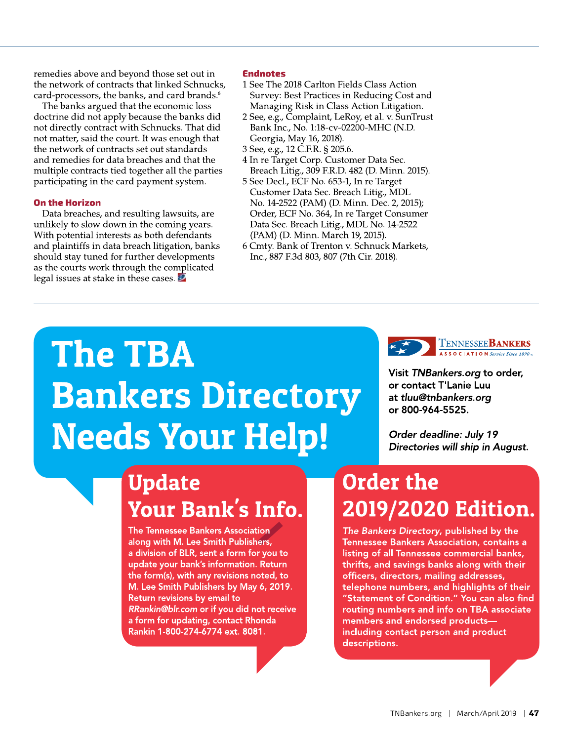remedies above and beyond those set out in the network of contracts that linked Schnucks, card-processors, the banks, and card brands.[6]

The banks argued that the economic loss doctrine did not apply because the banks did not directly contract with Schnucks. That did not matter, said the court. It was enough that the network of contracts set out standards and remedies for data breaches and that the multiple contracts tied together all the parties participating in the card payment system.

### On the Horizon

Data breaches, and resulting lawsuits, are unlikely to slow down in the coming years. With potential interests as both defendants and plaintiffs in data breach litigation, banks should stay tuned for further developments as the courts work through the complicated legal issues at stake in these cases.

### Endnotes

1 See The 2018 Carlton Fields Class Action Survey: Best Practices in Reducing Cost and Managing Risk in Class Action Litigation.

2 See, e.g., Complaint, LeRoy, et al. v. SunTrust Bank Inc., No. 1:18-cv-02200-MHC (N.D. Georgia, May 16, 2018).

3 See, e.g., 12 C.F.R. § 205.6.

4 In re Target Corp. Customer Data Sec. Breach Litig., 309 F.R.D. 482 (D. Minn. 2015).

5 See Decl., ECF No. 653-1, In re Target Customer Data Sec. Breach Litig., MDL No. 14-2522 (PAM) (D. Minn. Dec. 2, 2015); Order, ECF No. 364, In re Target Consumer Data Sec. Breach Litig., MDL No. 14-2522 (PAM) (D. Minn. March 19, 2015).

6 Cmty. Bank of Trenton v. Schnuck Markets, Inc., 887 F.3d 803, 807 (7th Cir. 2018).

# The TBA Bankers Directory Needs Your Help!

TENNESSEE BANKERS ASSOCIATION Service Since 1890

Visit *TNBankers.org* to order, or contact T'Lanie Luu at *tluu@tnbankers.org* or 800-964-5525.

*Order deadline: July 19*
*Directories will ship in August.*

## Update Your Bank's Info.

The Tennessee Bankers Association along with M. Lee Smith Publishers, a division of BLR, sent a form for you to update your bank's information. Return the form(s), with any revisions noted, to M. Lee Smith Publishers by May 6, 2019. Return revisions by email to *RRankin@blr.com* or if you did not receive a form for updating, contact Rhonda Rankin 1-800-274-6774 ext. 8081.

## Order the 2019/2020 Edition.

*The Bankers Directory*, published by the Tennessee Bankers Association, contains a listing of all Tennessee commercial banks, thrifts, and savings banks along with their officers, directors, mailing addresses, telephone numbers, and highlights of their "Statement of Condition." You can also find routing numbers and info on TBA associate members and endorsed products—including contact person and product descriptions.